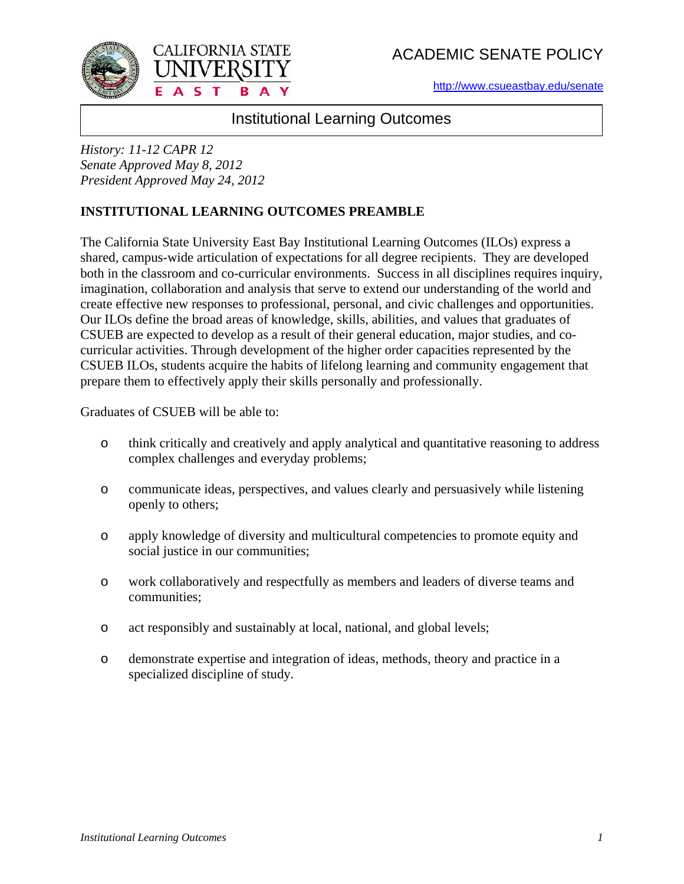CALIFORNIA STATE UNIVERSITY EAST BAY

ACADEMIC SENATE POLICY

http://www.csueastbay.edu/senate

# Institutional Learning Outcomes

*History: 11-12 CAPR 12*
*Senate Approved May 8, 2012*
*President Approved May 24, 2012*

## INSTITUTIONAL LEARNING OUTCOMES PREAMBLE

The California State University East Bay Institutional Learning Outcomes (ILOs) express a shared, campus-wide articulation of expectations for all degree recipients. They are developed both in the classroom and co-curricular environments. Success in all disciplines requires inquiry, imagination, collaboration and analysis that serve to extend our understanding of the world and create effective new responses to professional, personal, and civic challenges and opportunities. Our ILOs define the broad areas of knowledge, skills, abilities, and values that graduates of CSUEB are expected to develop as a result of their general education, major studies, and co-curricular activities. Through development of the higher order capacities represented by the CSUEB ILOs, students acquire the habits of lifelong learning and community engagement that prepare them to effectively apply their skills personally and professionally.

Graduates of CSUEB will be able to:

- think critically and creatively and apply analytical and quantitative reasoning to address complex challenges and everyday problems;
- communicate ideas, perspectives, and values clearly and persuasively while listening openly to others;
- apply knowledge of diversity and multicultural competencies to promote equity and social justice in our communities;
- work collaboratively and respectfully as members and leaders of diverse teams and communities;
- act responsibly and sustainably at local, national, and global levels;
- demonstrate expertise and integration of ideas, methods, theory and practice in a specialized discipline of study.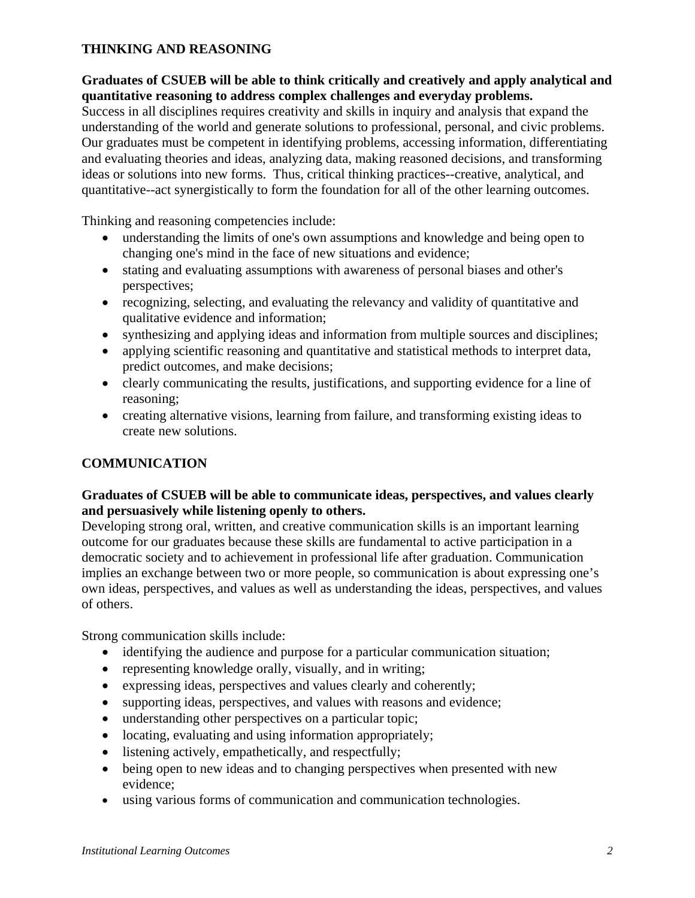## THINKING AND REASONING

**Graduates of CSUEB will be able to think critically and creatively and apply analytical and quantitative reasoning to address complex challenges and everyday problems.**
Success in all disciplines requires creativity and skills in inquiry and analysis that expand the understanding of the world and generate solutions to professional, personal, and civic problems. Our graduates must be competent in identifying problems, accessing information, differentiating and evaluating theories and ideas, analyzing data, making reasoned decisions, and transforming ideas or solutions into new forms. Thus, critical thinking practices--creative, analytical, and quantitative--act synergistically to form the foundation for all of the other learning outcomes.

Thinking and reasoning competencies include:

- understanding the limits of one's own assumptions and knowledge and being open to changing one's mind in the face of new situations and evidence;
- stating and evaluating assumptions with awareness of personal biases and other's perspectives;
- recognizing, selecting, and evaluating the relevancy and validity of quantitative and qualitative evidence and information;
- synthesizing and applying ideas and information from multiple sources and disciplines;
- applying scientific reasoning and quantitative and statistical methods to interpret data, predict outcomes, and make decisions;
- clearly communicating the results, justifications, and supporting evidence for a line of reasoning;
- creating alternative visions, learning from failure, and transforming existing ideas to create new solutions.

## COMMUNICATION

**Graduates of CSUEB will be able to communicate ideas, perspectives, and values clearly and persuasively while listening openly to others.**
Developing strong oral, written, and creative communication skills is an important learning outcome for our graduates because these skills are fundamental to active participation in a democratic society and to achievement in professional life after graduation. Communication implies an exchange between two or more people, so communication is about expressing one's own ideas, perspectives, and values as well as understanding the ideas, perspectives, and values of others.

Strong communication skills include:

- identifying the audience and purpose for a particular communication situation;
- representing knowledge orally, visually, and in writing;
- expressing ideas, perspectives and values clearly and coherently;
- supporting ideas, perspectives, and values with reasons and evidence;
- understanding other perspectives on a particular topic;
- locating, evaluating and using information appropriately;
- listening actively, empathetically, and respectfully;
- being open to new ideas and to changing perspectives when presented with new evidence;
- using various forms of communication and communication technologies.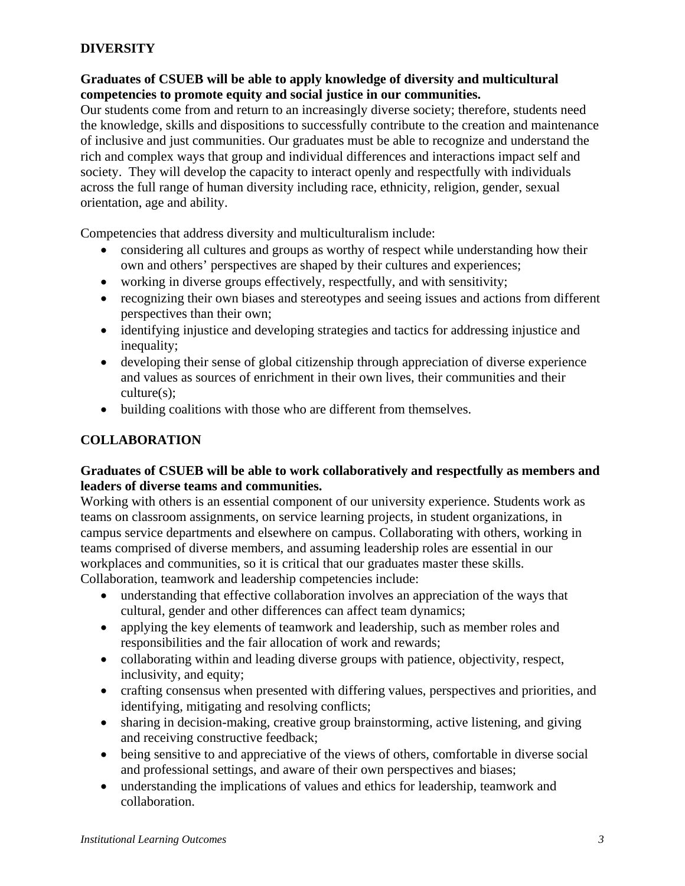## DIVERSITY

**Graduates of CSUEB will be able to apply knowledge of diversity and multicultural competencies to promote equity and social justice in our communities.**

Our students come from and return to an increasingly diverse society; therefore, students need the knowledge, skills and dispositions to successfully contribute to the creation and maintenance of inclusive and just communities. Our graduates must be able to recognize and understand the rich and complex ways that group and individual differences and interactions impact self and society. They will develop the capacity to interact openly and respectfully with individuals across the full range of human diversity including race, ethnicity, religion, gender, sexual orientation, age and ability.

Competencies that address diversity and multiculturalism include:

- considering all cultures and groups as worthy of respect while understanding how their own and others' perspectives are shaped by their cultures and experiences;
- working in diverse groups effectively, respectfully, and with sensitivity;
- recognizing their own biases and stereotypes and seeing issues and actions from different perspectives than their own;
- identifying injustice and developing strategies and tactics for addressing injustice and inequality;
- developing their sense of global citizenship through appreciation of diverse experience and values as sources of enrichment in their own lives, their communities and their culture(s);
- building coalitions with those who are different from themselves.

## COLLABORATION

**Graduates of CSUEB will be able to work collaboratively and respectfully as members and leaders of diverse teams and communities.**

Working with others is an essential component of our university experience. Students work as teams on classroom assignments, on service learning projects, in student organizations, in campus service departments and elsewhere on campus. Collaborating with others, working in teams comprised of diverse members, and assuming leadership roles are essential in our workplaces and communities, so it is critical that our graduates master these skills.
Collaboration, teamwork and leadership competencies include:

- understanding that effective collaboration involves an appreciation of the ways that cultural, gender and other differences can affect team dynamics;
- applying the key elements of teamwork and leadership, such as member roles and responsibilities and the fair allocation of work and rewards;
- collaborating within and leading diverse groups with patience, objectivity, respect, inclusivity, and equity;
- crafting consensus when presented with differing values, perspectives and priorities, and identifying, mitigating and resolving conflicts;
- sharing in decision-making, creative group brainstorming, active listening, and giving and receiving constructive feedback;
- being sensitive to and appreciative of the views of others, comfortable in diverse social and professional settings, and aware of their own perspectives and biases;
- understanding the implications of values and ethics for leadership, teamwork and collaboration.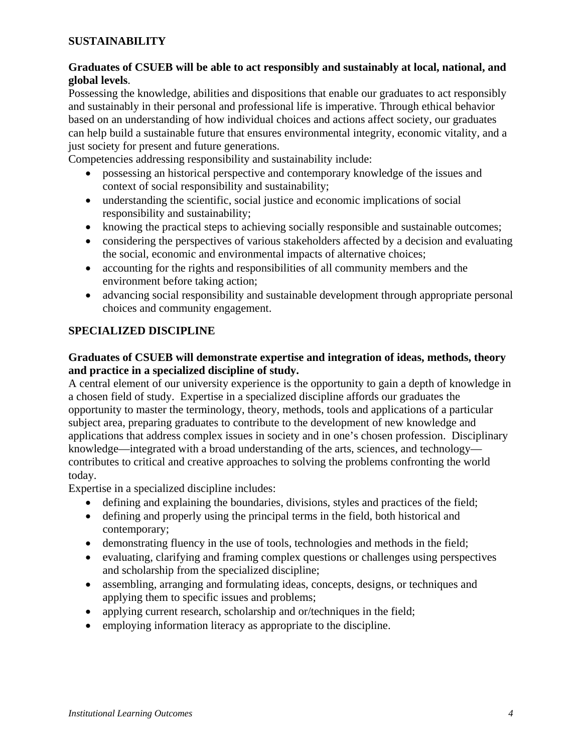## SUSTAINABILITY

**Graduates of CSUEB will be able to act responsibly and sustainably at local, national, and global levels**.

Possessing the knowledge, abilities and dispositions that enable our graduates to act responsibly and sustainably in their personal and professional life is imperative. Through ethical behavior based on an understanding of how individual choices and actions affect society, our graduates can help build a sustainable future that ensures environmental integrity, economic vitality, and a just society for present and future generations.

Competencies addressing responsibility and sustainability include:

- possessing an historical perspective and contemporary knowledge of the issues and context of social responsibility and sustainability;
- understanding the scientific, social justice and economic implications of social responsibility and sustainability;
- knowing the practical steps to achieving socially responsible and sustainable outcomes;
- considering the perspectives of various stakeholders affected by a decision and evaluating the social, economic and environmental impacts of alternative choices;
- accounting for the rights and responsibilities of all community members and the environment before taking action;
- advancing social responsibility and sustainable development through appropriate personal choices and community engagement.

## SPECIALIZED DISCIPLINE

**Graduates of CSUEB will demonstrate expertise and integration of ideas, methods, theory and practice in a specialized discipline of study.**

A central element of our university experience is the opportunity to gain a depth of knowledge in a chosen field of study. Expertise in a specialized discipline affords our graduates the opportunity to master the terminology, theory, methods, tools and applications of a particular subject area, preparing graduates to contribute to the development of new knowledge and applications that address complex issues in society and in one's chosen profession. Disciplinary knowledge—integrated with a broad understanding of the arts, sciences, and technology—contributes to critical and creative approaches to solving the problems confronting the world today.

Expertise in a specialized discipline includes:

- defining and explaining the boundaries, divisions, styles and practices of the field;
- defining and properly using the principal terms in the field, both historical and contemporary;
- demonstrating fluency in the use of tools, technologies and methods in the field;
- evaluating, clarifying and framing complex questions or challenges using perspectives and scholarship from the specialized discipline;
- assembling, arranging and formulating ideas, concepts, designs, or techniques and applying them to specific issues and problems;
- applying current research, scholarship and or/techniques in the field;
- employing information literacy as appropriate to the discipline.